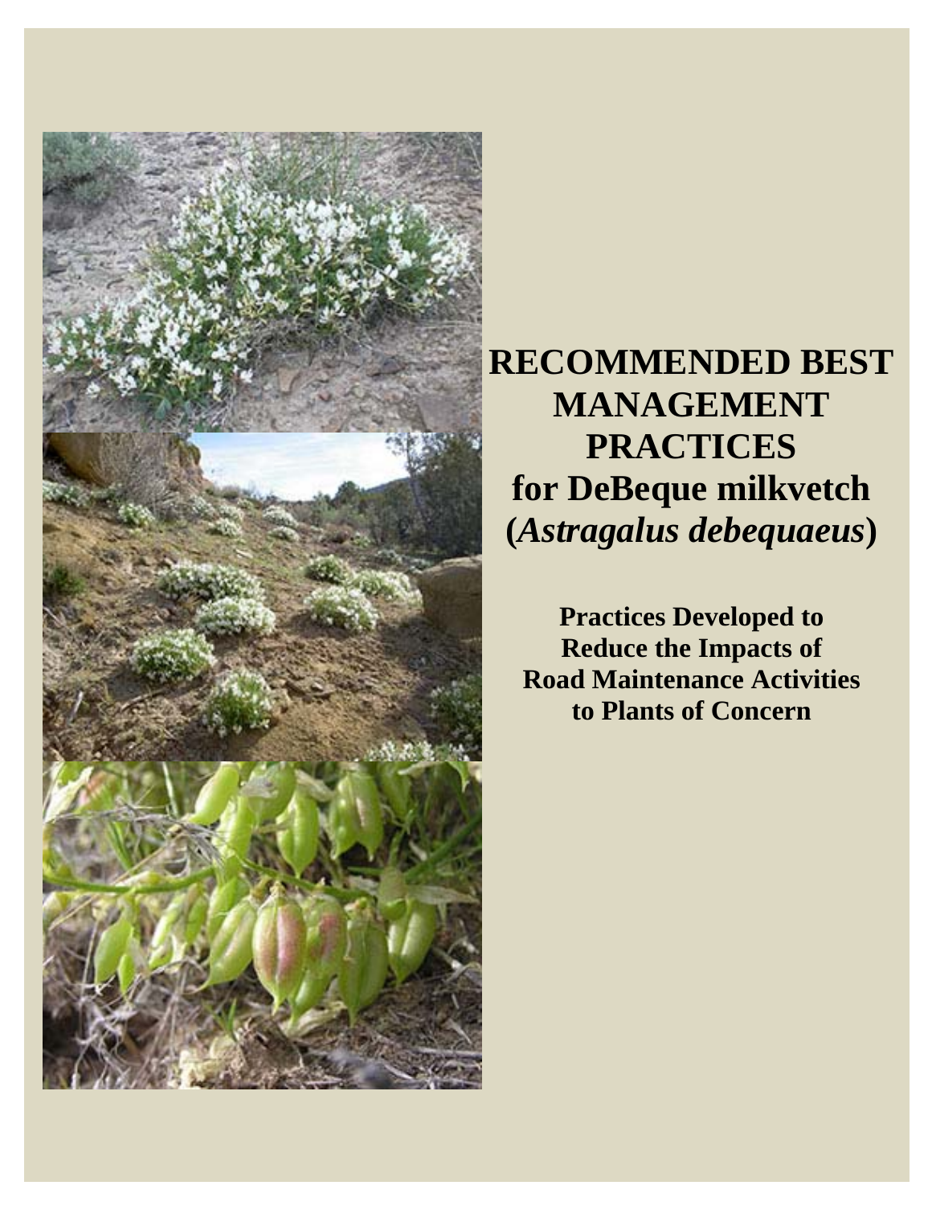# RECOMMENDED BEST MANAGEMENT PRACTICES for DeBeque milkvetch (*Astragalus debequaeus*)

**Practices Developed to Reduce the Impacts of Road Maintenance Activities to Plants of Concern**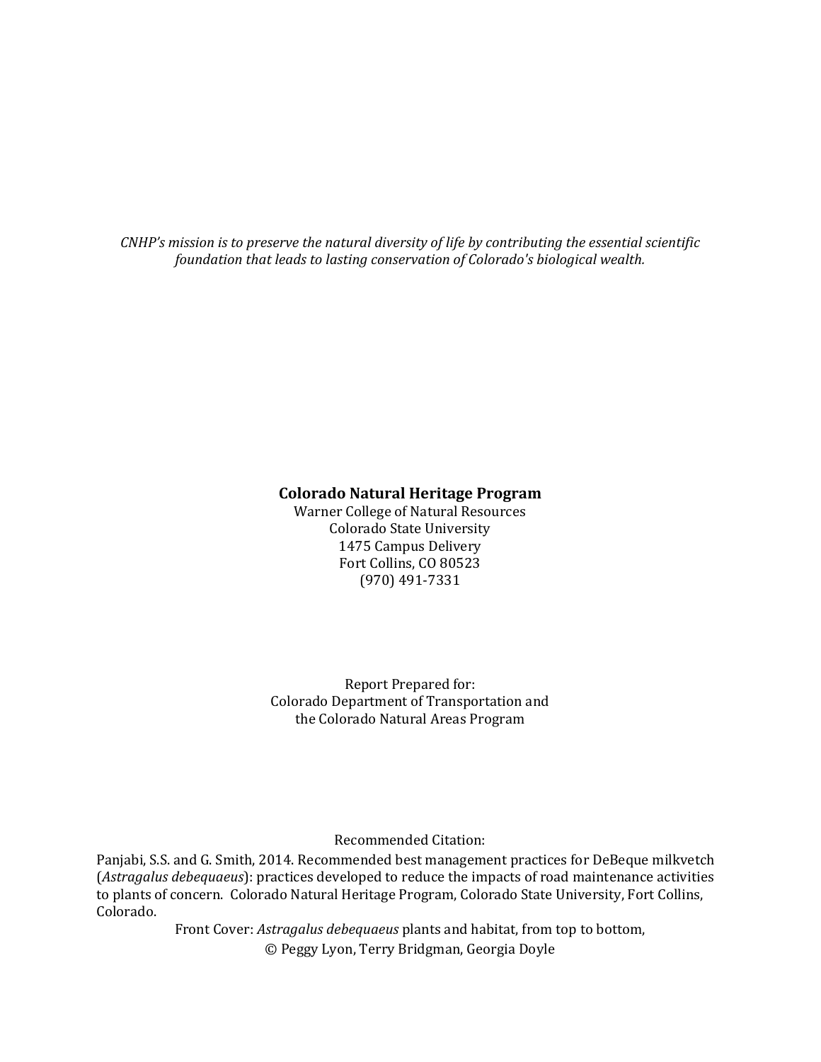*CNHP's mission is to preserve the natural diversity of life by contributing the essential scientific foundation that leads to lasting conservation of Colorado's biological wealth.*

**Colorado Natural Heritage Program**
Warner College of Natural Resources
Colorado State University
1475 Campus Delivery
Fort Collins, CO 80523
(970) 491-7331

Report Prepared for:
Colorado Department of Transportation and
the Colorado Natural Areas Program

Recommended Citation:
Panjabi, S.S. and G. Smith, 2014. Recommended best management practices for DeBeque milkvetch (*Astragalus debequaeus*): practices developed to reduce the impacts of road maintenance activities to plants of concern. Colorado Natural Heritage Program, Colorado State University, Fort Collins, Colorado.

Front Cover: *Astragalus debequaeus* plants and habitat, from top to bottom,
© Peggy Lyon, Terry Bridgman, Georgia Doyle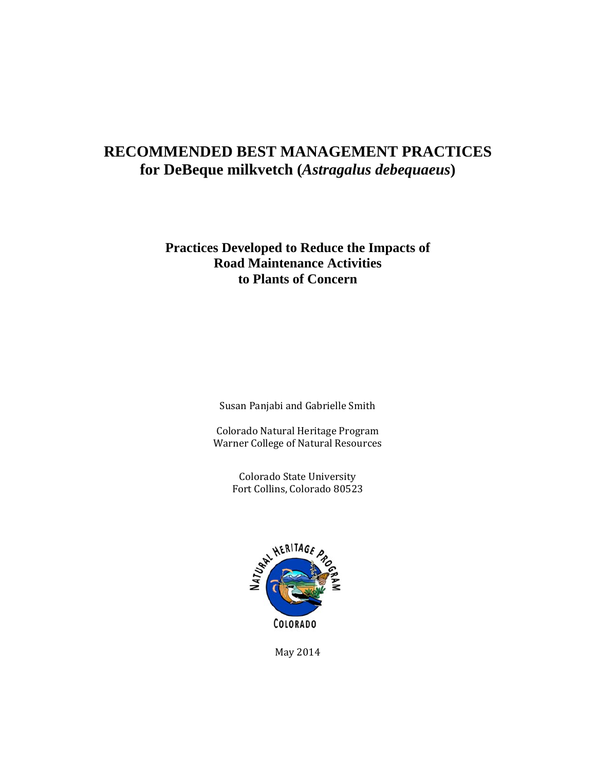# RECOMMENDED BEST MANAGEMENT PRACTICES for DeBeque milkvetch (*Astragalus debequaeus*)

## Practices Developed to Reduce the Impacts of Road Maintenance Activities to Plants of Concern

Susan Panjabi and Gabrielle Smith

Colorado Natural Heritage Program
Warner College of Natural Resources

Colorado State University
Fort Collins, Colorado 80523

May 2014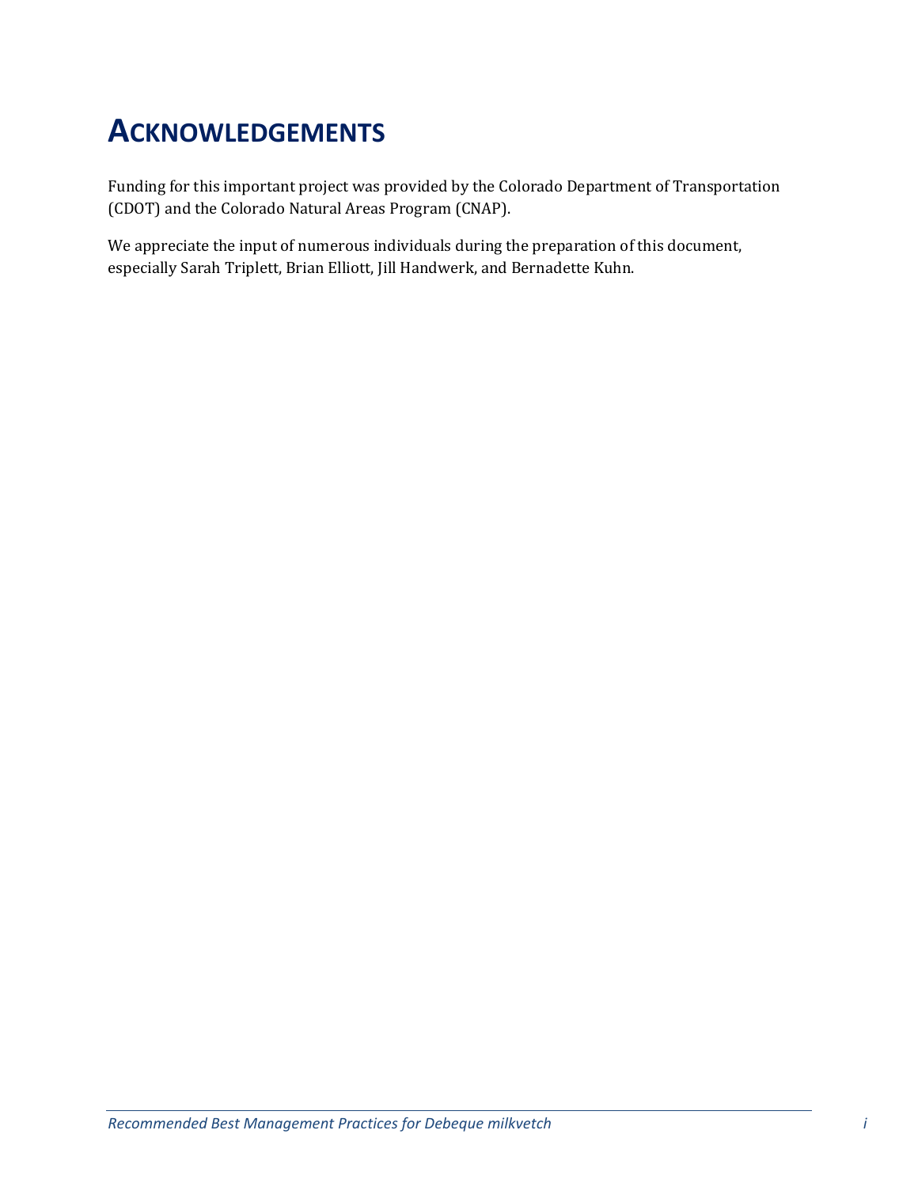# ACKNOWLEDGEMENTS

Funding for this important project was provided by the Colorado Department of Transportation (CDOT) and the Colorado Natural Areas Program (CNAP).

We appreciate the input of numerous individuals during the preparation of this document, especially Sarah Triplett, Brian Elliott, Jill Handwerk, and Bernadette Kuhn.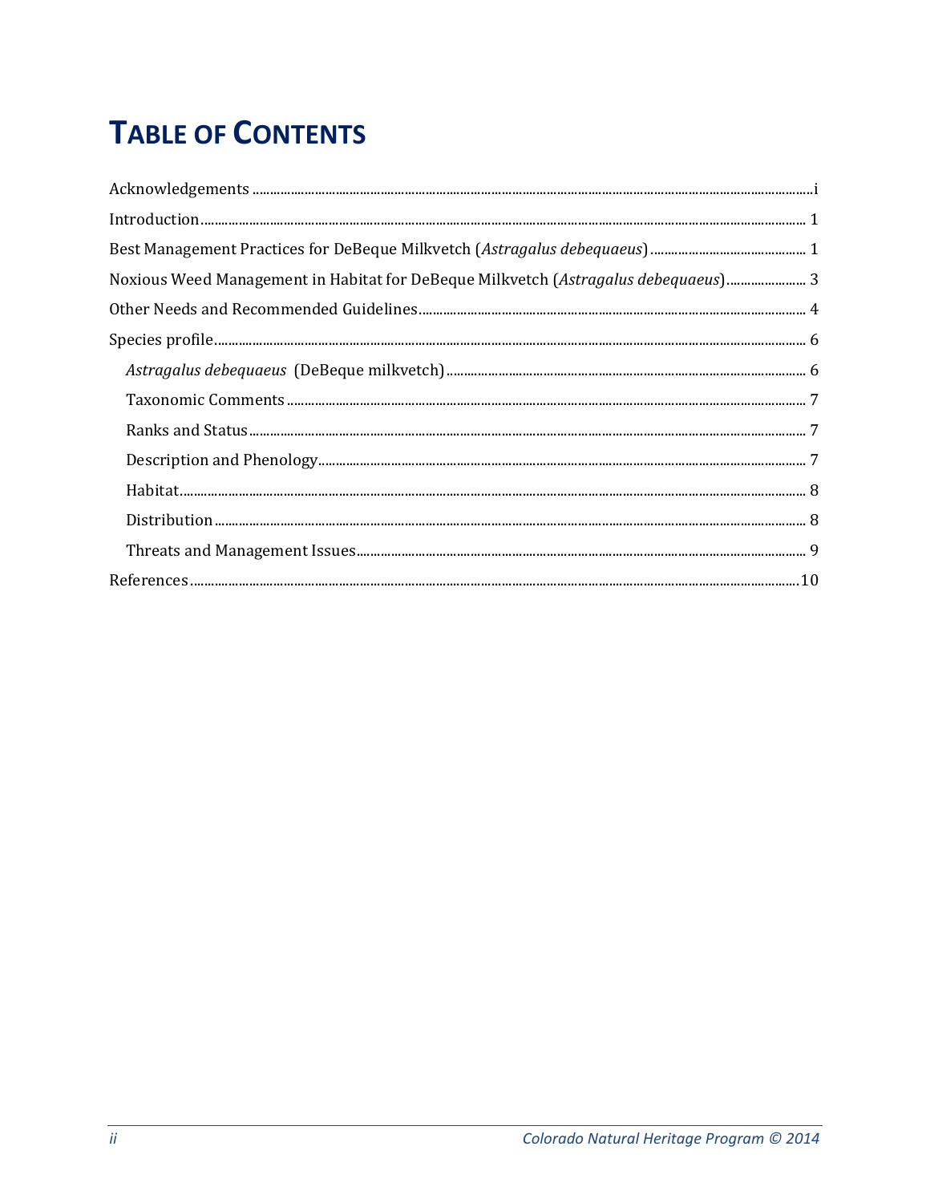# TABLE OF CONTENTS

Acknowledgements ....... i

Introduction ....... 1

Best Management Practices for DeBeque Milkvetch (*Astragalus debequaeus*) ....... 1

Noxious Weed Management in Habitat for DeBeque Milkvetch (*Astragalus debequaeus*) ....... 3

Other Needs and Recommended Guidelines ....... 4

Species profile ....... 6

- *Astragalus debequaeus* (DeBeque milkvetch) ....... 6
- Taxonomic Comments ....... 7
- Ranks and Status ....... 7
- Description and Phenology ....... 7
- Habitat ....... 8
- Distribution ....... 8
- Threats and Management Issues ....... 9

References ....... 10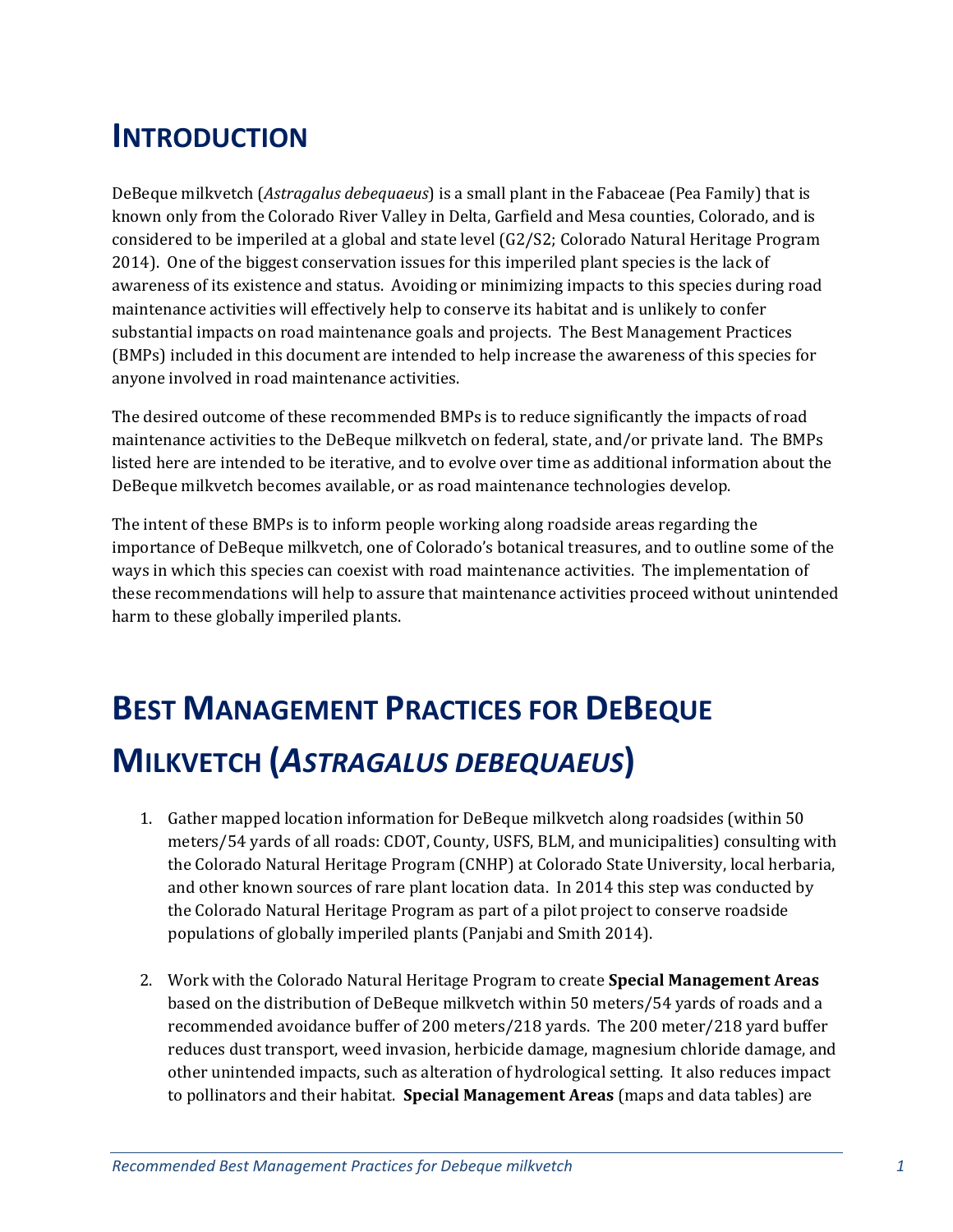# INTRODUCTION

DeBeque milkvetch (*Astragalus debequaeus*) is a small plant in the Fabaceae (Pea Family) that is known only from the Colorado River Valley in Delta, Garfield and Mesa counties, Colorado, and is considered to be imperiled at a global and state level (G2/S2; Colorado Natural Heritage Program 2014). One of the biggest conservation issues for this imperiled plant species is the lack of awareness of its existence and status. Avoiding or minimizing impacts to this species during road maintenance activities will effectively help to conserve its habitat and is unlikely to confer substantial impacts on road maintenance goals and projects. The Best Management Practices (BMPs) included in this document are intended to help increase the awareness of this species for anyone involved in road maintenance activities.

The desired outcome of these recommended BMPs is to reduce significantly the impacts of road maintenance activities to the DeBeque milkvetch on federal, state, and/or private land. The BMPs listed here are intended to be iterative, and to evolve over time as additional information about the DeBeque milkvetch becomes available, or as road maintenance technologies develop.

The intent of these BMPs is to inform people working along roadside areas regarding the importance of DeBeque milkvetch, one of Colorado's botanical treasures, and to outline some of the ways in which this species can coexist with road maintenance activities. The implementation of these recommendations will help to assure that maintenance activities proceed without unintended harm to these globally imperiled plants.

# BEST MANAGEMENT PRACTICES FOR DEBEQUE MILKVETCH (*ASTRAGALUS DEBEQUAEUS*)

1. Gather mapped location information for DeBeque milkvetch along roadsides (within 50 meters/54 yards of all roads: CDOT, County, USFS, BLM, and municipalities) consulting with the Colorado Natural Heritage Program (CNHP) at Colorado State University, local herbaria, and other known sources of rare plant location data. In 2014 this step was conducted by the Colorado Natural Heritage Program as part of a pilot project to conserve roadside populations of globally imperiled plants (Panjabi and Smith 2014).

2. Work with the Colorado Natural Heritage Program to create **Special Management Areas** based on the distribution of DeBeque milkvetch within 50 meters/54 yards of roads and a recommended avoidance buffer of 200 meters/218 yards. The 200 meter/218 yard buffer reduces dust transport, weed invasion, herbicide damage, magnesium chloride damage, and other unintended impacts, such as alteration of hydrological setting. It also reduces impact to pollinators and their habitat. **Special Management Areas** (maps and data tables) are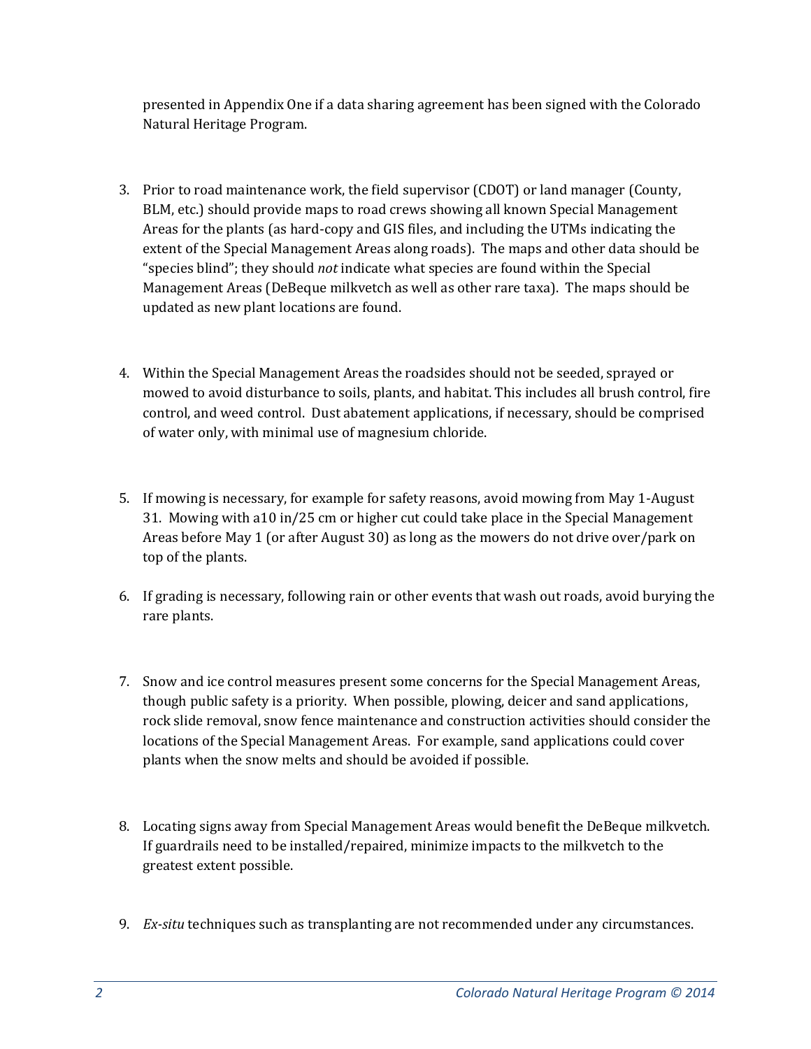presented in Appendix One if a data sharing agreement has been signed with the Colorado Natural Heritage Program.

3. Prior to road maintenance work, the field supervisor (CDOT) or land manager (County, BLM, etc.) should provide maps to road crews showing all known Special Management Areas for the plants (as hard-copy and GIS files, and including the UTMs indicating the extent of the Special Management Areas along roads). The maps and other data should be "species blind"; they should *not* indicate what species are found within the Special Management Areas (DeBeque milkvetch as well as other rare taxa). The maps should be updated as new plant locations are found.

4. Within the Special Management Areas the roadsides should not be seeded, sprayed or mowed to avoid disturbance to soils, plants, and habitat. This includes all brush control, fire control, and weed control. Dust abatement applications, if necessary, should be comprised of water only, with minimal use of magnesium chloride.

5. If mowing is necessary, for example for safety reasons, avoid mowing from May 1-August 31. Mowing with a10 in/25 cm or higher cut could take place in the Special Management Areas before May 1 (or after August 30) as long as the mowers do not drive over/park on top of the plants.

6. If grading is necessary, following rain or other events that wash out roads, avoid burying the rare plants.

7. Snow and ice control measures present some concerns for the Special Management Areas, though public safety is a priority. When possible, plowing, deicer and sand applications, rock slide removal, snow fence maintenance and construction activities should consider the locations of the Special Management Areas. For example, sand applications could cover plants when the snow melts and should be avoided if possible.

8. Locating signs away from Special Management Areas would benefit the DeBeque milkvetch. If guardrails need to be installed/repaired, minimize impacts to the milkvetch to the greatest extent possible.

9. *Ex-situ* techniques such as transplanting are not recommended under any circumstances.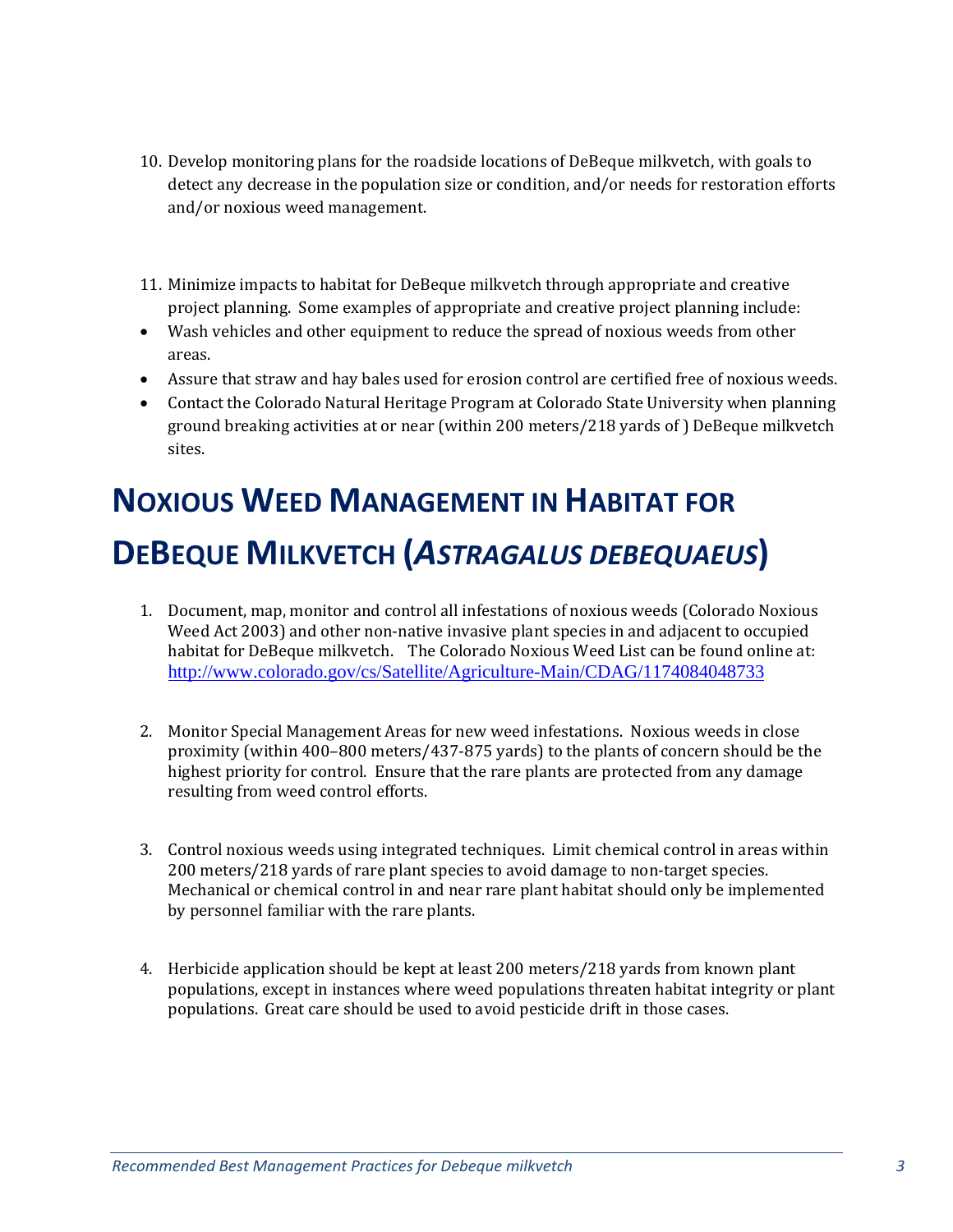10. Develop monitoring plans for the roadside locations of DeBeque milkvetch, with goals to detect any decrease in the population size or condition, and/or needs for restoration efforts and/or noxious weed management.

11. Minimize impacts to habitat for DeBeque milkvetch through appropriate and creative project planning. Some examples of appropriate and creative project planning include:

- Wash vehicles and other equipment to reduce the spread of noxious weeds from other areas.
- Assure that straw and hay bales used for erosion control are certified free of noxious weeds.
- Contact the Colorado Natural Heritage Program at Colorado State University when planning ground breaking activities at or near (within 200 meters/218 yards of ) DeBeque milkvetch sites.

# NOXIOUS WEED MANAGEMENT IN HABITAT FOR DEBEQUE MILKVETCH (*ASTRAGALUS DEBEQUAEUS*)

1. Document, map, monitor and control all infestations of noxious weeds (Colorado Noxious Weed Act 2003) and other non-native invasive plant species in and adjacent to occupied habitat for DeBeque milkvetch. The Colorado Noxious Weed List can be found online at: http://www.colorado.gov/cs/Satellite/Agriculture-Main/CDAG/1174084048733

2. Monitor Special Management Areas for new weed infestations. Noxious weeds in close proximity (within 400–800 meters/437-875 yards) to the plants of concern should be the highest priority for control. Ensure that the rare plants are protected from any damage resulting from weed control efforts.

3. Control noxious weeds using integrated techniques. Limit chemical control in areas within 200 meters/218 yards of rare plant species to avoid damage to non-target species. Mechanical or chemical control in and near rare plant habitat should only be implemented by personnel familiar with the rare plants.

4. Herbicide application should be kept at least 200 meters/218 yards from known plant populations, except in instances where weed populations threaten habitat integrity or plant populations. Great care should be used to avoid pesticide drift in those cases.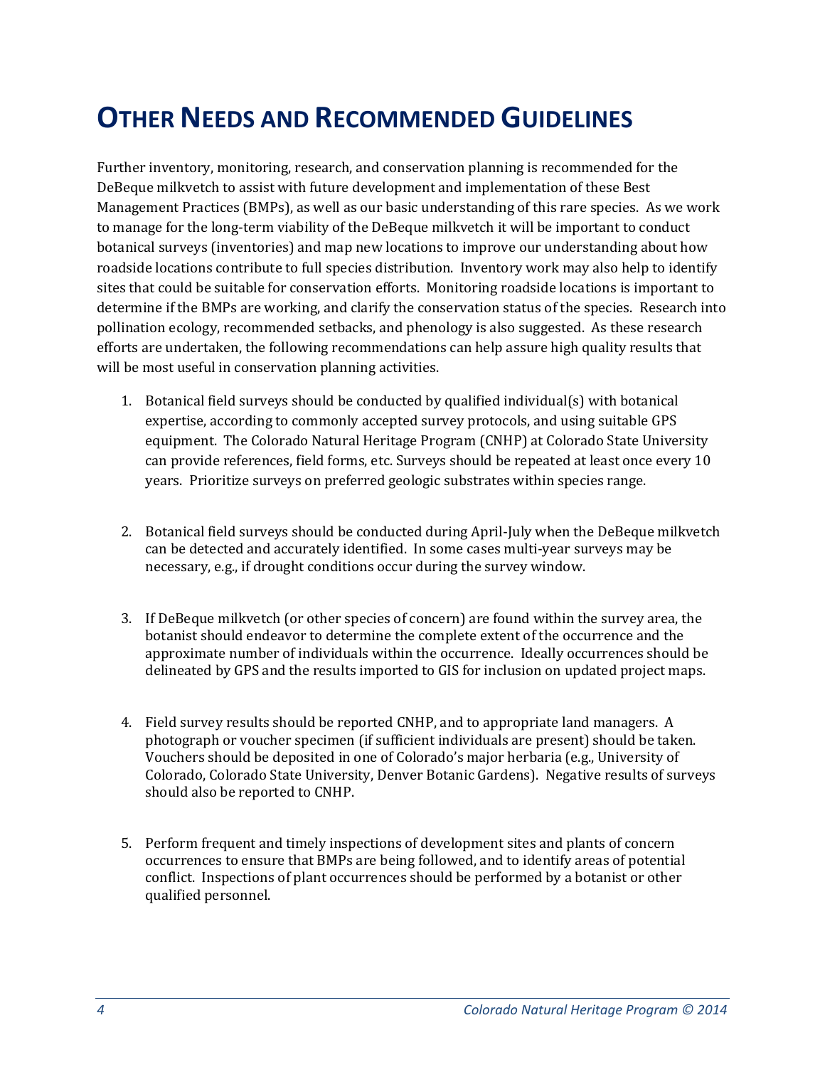# OTHER NEEDS AND RECOMMENDED GUIDELINES

Further inventory, monitoring, research, and conservation planning is recommended for the DeBeque milkvetch to assist with future development and implementation of these Best Management Practices (BMPs), as well as our basic understanding of this rare species. As we work to manage for the long-term viability of the DeBeque milkvetch it will be important to conduct botanical surveys (inventories) and map new locations to improve our understanding about how roadside locations contribute to full species distribution. Inventory work may also help to identify sites that could be suitable for conservation efforts. Monitoring roadside locations is important to determine if the BMPs are working, and clarify the conservation status of the species. Research into pollination ecology, recommended setbacks, and phenology is also suggested. As these research efforts are undertaken, the following recommendations can help assure high quality results that will be most useful in conservation planning activities.

1. Botanical field surveys should be conducted by qualified individual(s) with botanical expertise, according to commonly accepted survey protocols, and using suitable GPS equipment. The Colorado Natural Heritage Program (CNHP) at Colorado State University can provide references, field forms, etc. Surveys should be repeated at least once every 10 years. Prioritize surveys on preferred geologic substrates within species range.

2. Botanical field surveys should be conducted during April-July when the DeBeque milkvetch can be detected and accurately identified. In some cases multi-year surveys may be necessary, e.g., if drought conditions occur during the survey window.

3. If DeBeque milkvetch (or other species of concern) are found within the survey area, the botanist should endeavor to determine the complete extent of the occurrence and the approximate number of individuals within the occurrence. Ideally occurrences should be delineated by GPS and the results imported to GIS for inclusion on updated project maps.

4. Field survey results should be reported CNHP, and to appropriate land managers. A photograph or voucher specimen (if sufficient individuals are present) should be taken. Vouchers should be deposited in one of Colorado's major herbaria (e.g., University of Colorado, Colorado State University, Denver Botanic Gardens). Negative results of surveys should also be reported to CNHP.

5. Perform frequent and timely inspections of development sites and plants of concern occurrences to ensure that BMPs are being followed, and to identify areas of potential conflict. Inspections of plant occurrences should be performed by a botanist or other qualified personnel.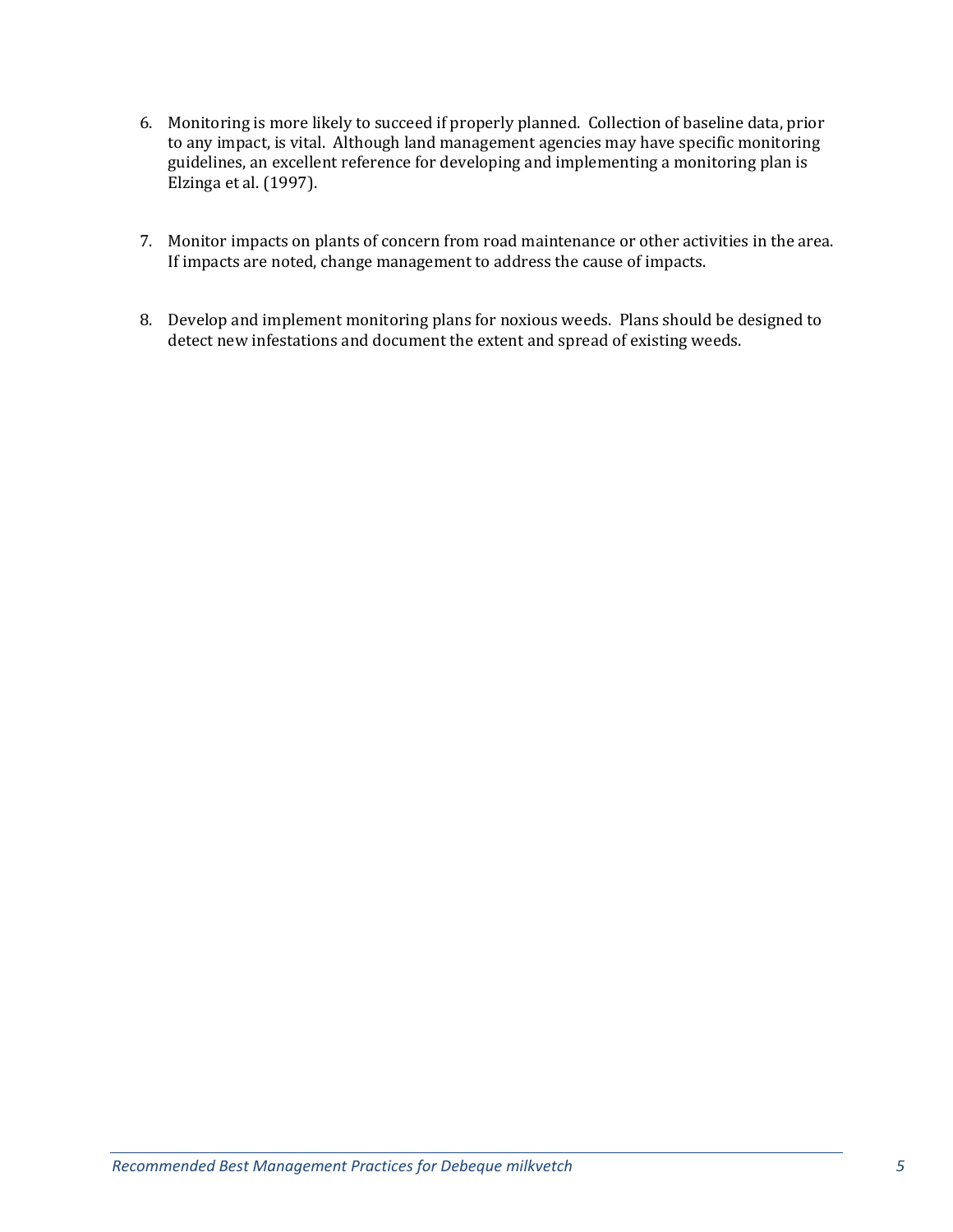6. Monitoring is more likely to succeed if properly planned. Collection of baseline data, prior to any impact, is vital. Although land management agencies may have specific monitoring guidelines, an excellent reference for developing and implementing a monitoring plan is Elzinga et al. (1997).

7. Monitor impacts on plants of concern from road maintenance or other activities in the area. If impacts are noted, change management to address the cause of impacts.

8. Develop and implement monitoring plans for noxious weeds. Plans should be designed to detect new infestations and document the extent and spread of existing weeds.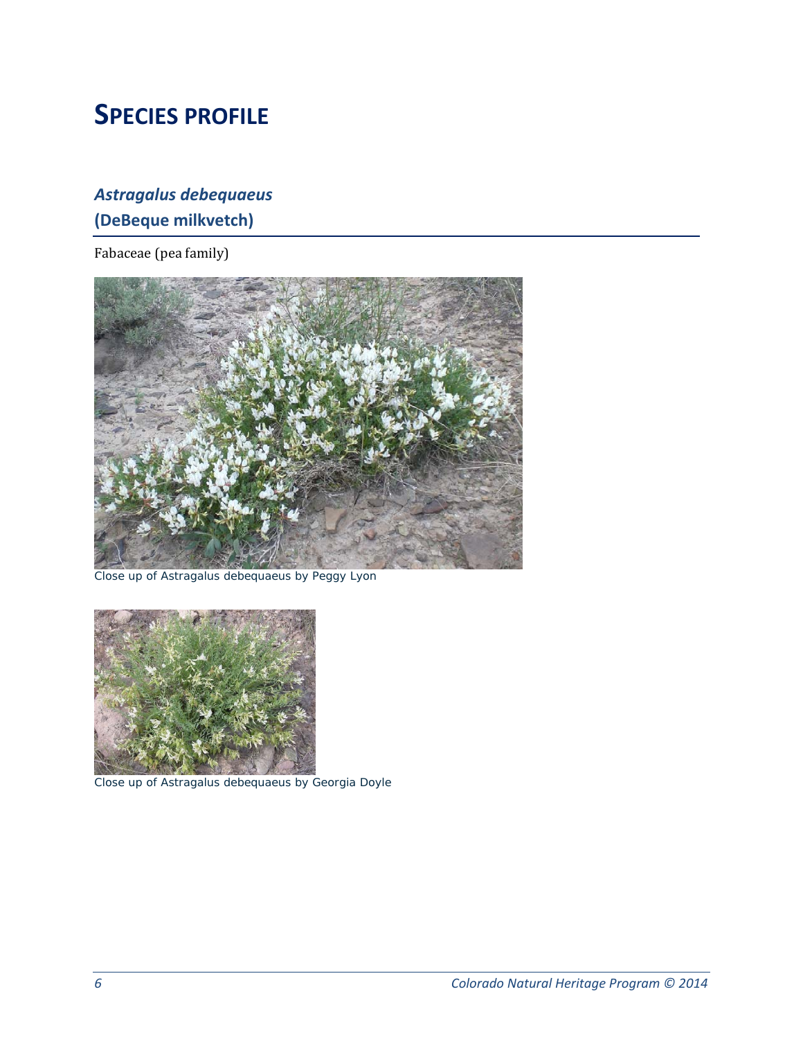# SPECIES PROFILE

## *Astragalus debequaeus*

### (DeBeque milkvetch)

Fabaceae (pea family)

Close up of Astragalus debequaeus by Peggy Lyon

Close up of Astragalus debequaeus by Georgia Doyle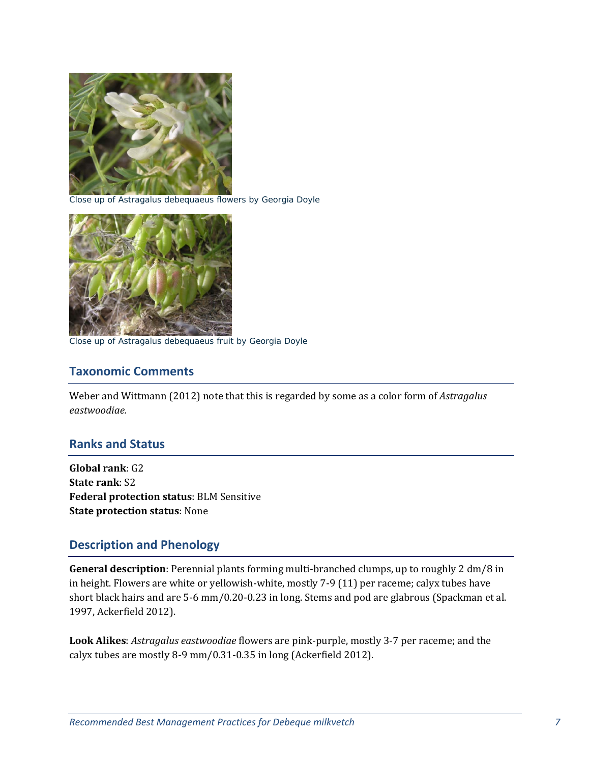Close up of Astragalus debequaeus flowers by Georgia Doyle

Close up of Astragalus debequaeus fruit by Georgia Doyle

## Taxonomic Comments

Weber and Wittmann (2012) note that this is regarded by some as a color form of *Astragalus eastwoodiae.*

## Ranks and Status

**Global rank**: G2
**State rank**: S2
**Federal protection status**: BLM Sensitive
**State protection status**: None

## Description and Phenology

**General description**: Perennial plants forming multi-branched clumps, up to roughly 2 dm/8 in in height. Flowers are white or yellowish-white, mostly 7-9 (11) per raceme; calyx tubes have short black hairs and are 5-6 mm/0.20-0.23 in long. Stems and pod are glabrous (Spackman et al. 1997, Ackerfield 2012).

**Look Alikes**: *Astragalus eastwoodiae* flowers are pink-purple, mostly 3-7 per raceme; and the calyx tubes are mostly 8-9 mm/0.31-0.35 in long (Ackerfield 2012).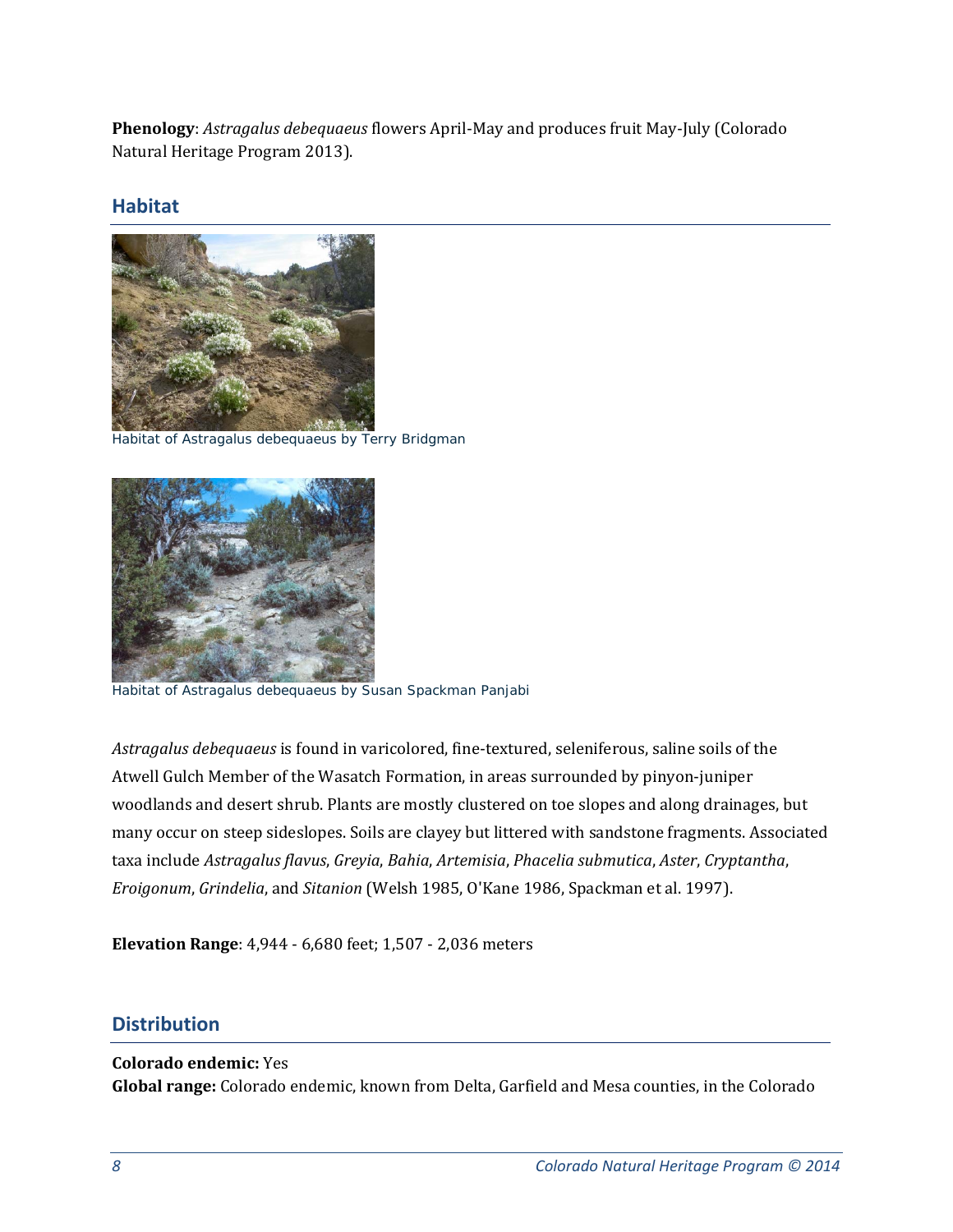**Phenology**: *Astragalus debequaeus* flowers April-May and produces fruit May-July (Colorado Natural Heritage Program 2013).

## Habitat

Habitat of Astragalus debequaeus by Terry Bridgman

Habitat of Astragalus debequaeus by Susan Spackman Panjabi

*Astragalus debequaeus* is found in varicolored, fine-textured, seleniferous, saline soils of the Atwell Gulch Member of the Wasatch Formation, in areas surrounded by pinyon-juniper woodlands and desert shrub. Plants are mostly clustered on toe slopes and along drainages, but many occur on steep sideslopes. Soils are clayey but littered with sandstone fragments. Associated taxa include *Astragalus flavus*, *Greyia*, *Bahia*, *Artemisia*, *Phacelia submutica*, *Aster*, *Cryptantha*, *Eroigonum*, *Grindelia*, and *Sitanion* (Welsh 1985, O'Kane 1986, Spackman et al. 1997).

**Elevation Range**: 4,944 - 6,680 feet; 1,507 - 2,036 meters

## Distribution

**Colorado endemic:** Yes
**Global range:** Colorado endemic, known from Delta, Garfield and Mesa counties, in the Colorado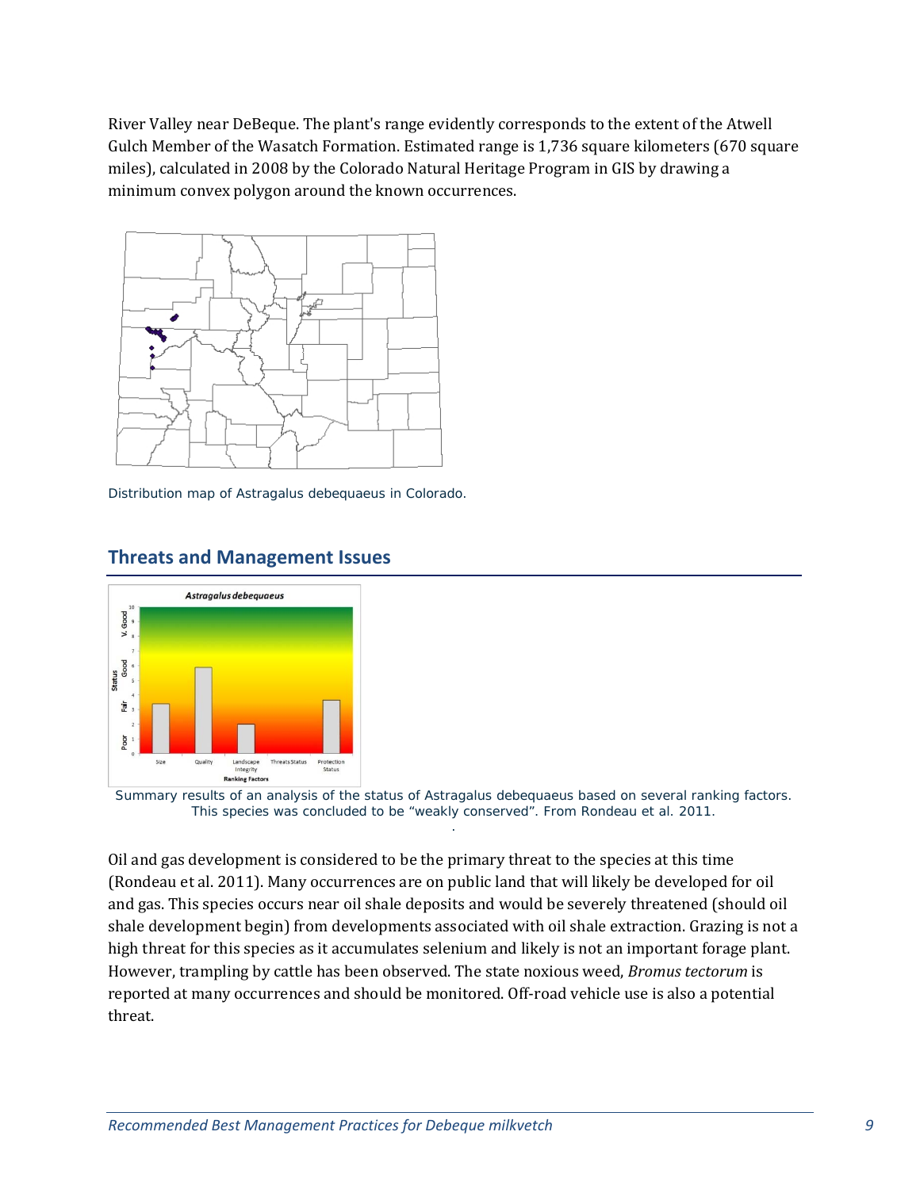River Valley near DeBeque. The plant's range evidently corresponds to the extent of the Atwell Gulch Member of the Wasatch Formation. Estimated range is 1,736 square kilometers (670 square miles), calculated in 2008 by the Colorado Natural Heritage Program in GIS by drawing a minimum convex polygon around the known occurrences.

Distribution map of Astragalus debequaeus in Colorado.

## Threats and Management Issues

Summary results of an analysis of the status of Astragalus debequaeus based on several ranking factors. This species was concluded to be "weakly conserved". From Rondeau et al. 2011.

Oil and gas development is considered to be the primary threat to the species at this time (Rondeau et al. 2011). Many occurrences are on public land that will likely be developed for oil and gas. This species occurs near oil shale deposits and would be severely threatened (should oil shale development begin) from developments associated with oil shale extraction. Grazing is not a high threat for this species as it accumulates selenium and likely is not an important forage plant. However, trampling by cattle has been observed. The state noxious weed, *Bromus tectorum* is reported at many occurrences and should be monitored. Off-road vehicle use is also a potential threat.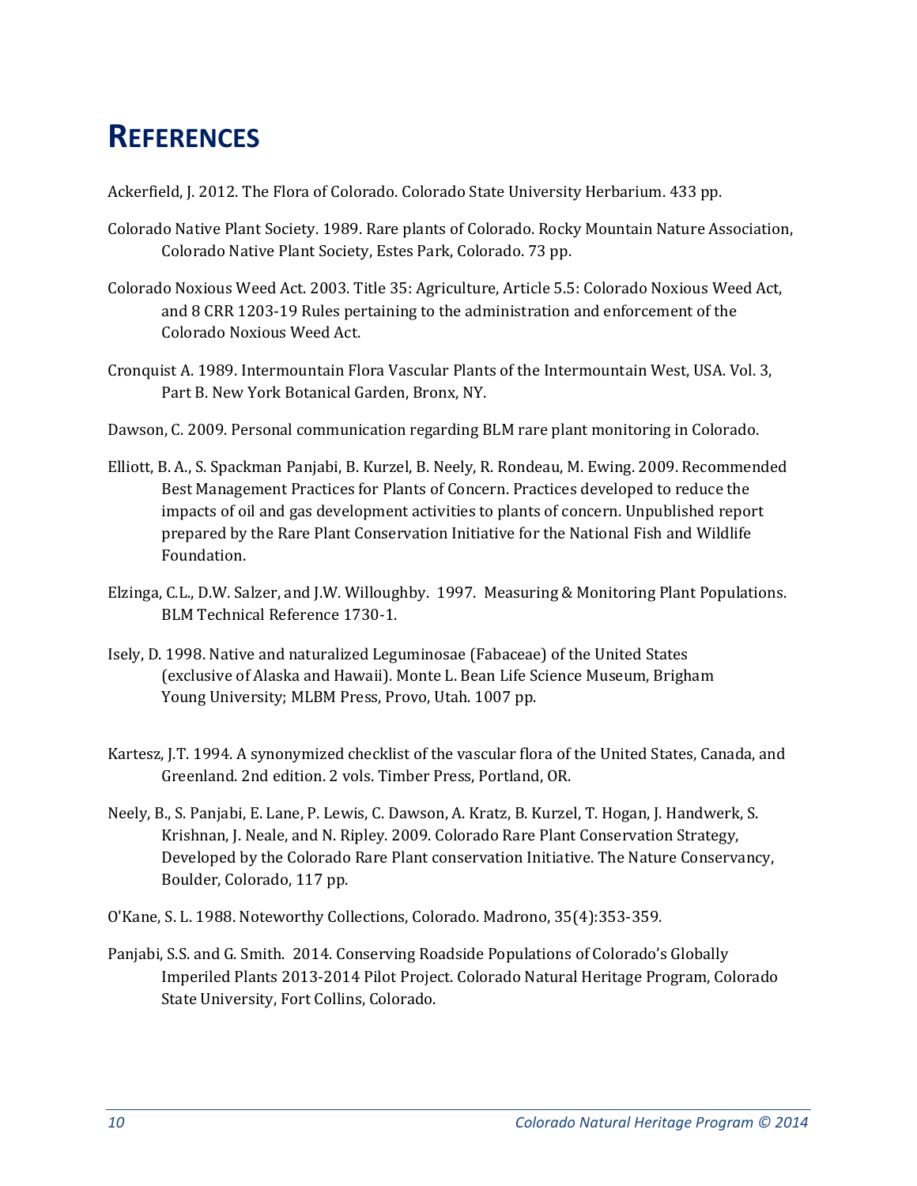# REFERENCES

Ackerfield, J. 2012. The Flora of Colorado. Colorado State University Herbarium. 433 pp.

Colorado Native Plant Society. 1989. Rare plants of Colorado. Rocky Mountain Nature Association, Colorado Native Plant Society, Estes Park, Colorado. 73 pp.

Colorado Noxious Weed Act. 2003. Title 35: Agriculture, Article 5.5: Colorado Noxious Weed Act, and 8 CRR 1203-19 Rules pertaining to the administration and enforcement of the Colorado Noxious Weed Act.

Cronquist A. 1989. Intermountain Flora Vascular Plants of the Intermountain West, USA. Vol. 3, Part B. New York Botanical Garden, Bronx, NY.

Dawson, C. 2009. Personal communication regarding BLM rare plant monitoring in Colorado.

Elliott, B. A., S. Spackman Panjabi, B. Kurzel, B. Neely, R. Rondeau, M. Ewing. 2009. Recommended Best Management Practices for Plants of Concern. Practices developed to reduce the impacts of oil and gas development activities to plants of concern. Unpublished report prepared by the Rare Plant Conservation Initiative for the National Fish and Wildlife Foundation.

Elzinga, C.L., D.W. Salzer, and J.W. Willoughby. 1997. Measuring & Monitoring Plant Populations. BLM Technical Reference 1730-1.

Isely, D. 1998. Native and naturalized Leguminosae (Fabaceae) of the United States (exclusive of Alaska and Hawaii). Monte L. Bean Life Science Museum, Brigham Young University; MLBM Press, Provo, Utah. 1007 pp.

Kartesz, J.T. 1994. A synonymized checklist of the vascular flora of the United States, Canada, and Greenland. 2nd edition. 2 vols. Timber Press, Portland, OR.

Neely, B., S. Panjabi, E. Lane, P. Lewis, C. Dawson, A. Kratz, B. Kurzel, T. Hogan, J. Handwerk, S. Krishnan, J. Neale, and N. Ripley. 2009. Colorado Rare Plant Conservation Strategy, Developed by the Colorado Rare Plant conservation Initiative. The Nature Conservancy, Boulder, Colorado, 117 pp.

O'Kane, S. L. 1988. Noteworthy Collections, Colorado. Madrono, 35(4):353-359.

Panjabi, S.S. and G. Smith. 2014. Conserving Roadside Populations of Colorado's Globally Imperiled Plants 2013-2014 Pilot Project. Colorado Natural Heritage Program, Colorado State University, Fort Collins, Colorado.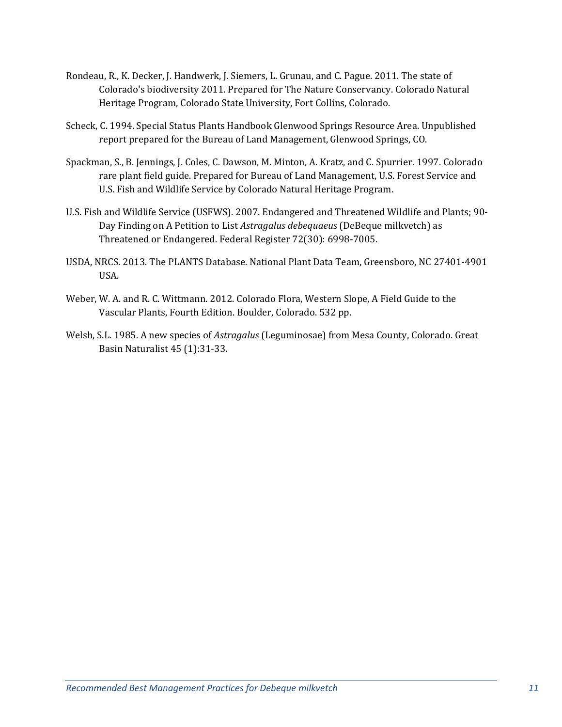Rondeau, R., K. Decker, J. Handwerk, J. Siemers, L. Grunau, and C. Pague. 2011. The state of Colorado's biodiversity 2011. Prepared for The Nature Conservancy. Colorado Natural Heritage Program, Colorado State University, Fort Collins, Colorado.

Scheck, C. 1994. Special Status Plants Handbook Glenwood Springs Resource Area. Unpublished report prepared for the Bureau of Land Management, Glenwood Springs, CO.

Spackman, S., B. Jennings, J. Coles, C. Dawson, M. Minton, A. Kratz, and C. Spurrier. 1997. Colorado rare plant field guide. Prepared for Bureau of Land Management, U.S. Forest Service and U.S. Fish and Wildlife Service by Colorado Natural Heritage Program.

U.S. Fish and Wildlife Service (USFWS). 2007. Endangered and Threatened Wildlife and Plants; 90-Day Finding on A Petition to List *Astragalus debequaeus* (DeBeque milkvetch) as Threatened or Endangered. Federal Register 72(30): 6998-7005.

USDA, NRCS. 2013. The PLANTS Database. National Plant Data Team, Greensboro, NC 27401-4901 USA.

Weber, W. A. and R. C. Wittmann. 2012. Colorado Flora, Western Slope, A Field Guide to the Vascular Plants, Fourth Edition. Boulder, Colorado. 532 pp.

Welsh, S.L. 1985. A new species of *Astragalus* (Leguminosae) from Mesa County, Colorado. Great Basin Naturalist 45 (1):31-33.